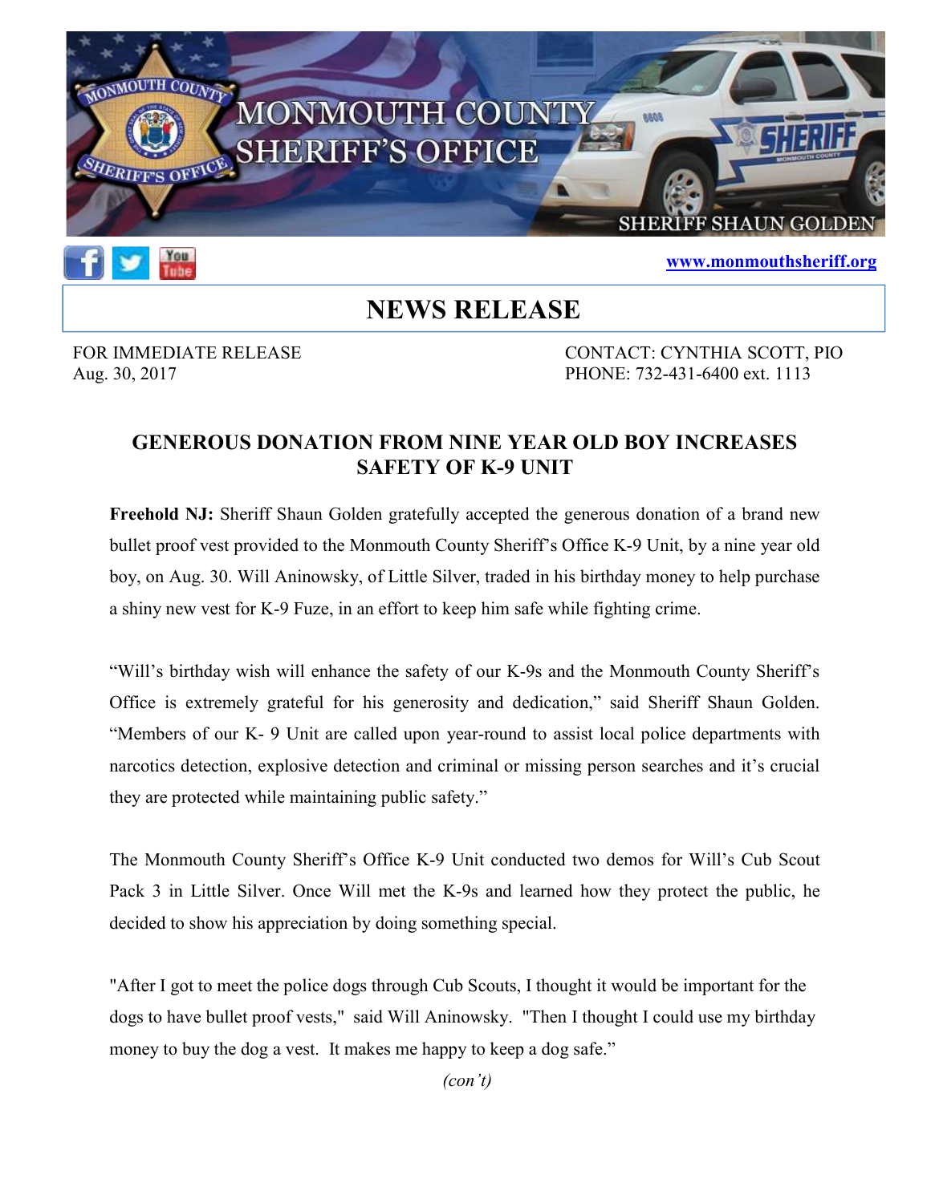MONMOUTH COUNTY SHERIFF'S OFFICE

SHERIFF SHAUN GOLDEN

www.monmouthsheriff.org

# NEWS RELEASE

FOR IMMEDIATE RELEASE
Aug. 30, 2017

CONTACT: CYNTHIA SCOTT, PIO
PHONE: 732-431-6400 ext. 1113

## GENEROUS DONATION FROM NINE YEAR OLD BOY INCREASES SAFETY OF K-9 UNIT

**Freehold NJ:** Sheriff Shaun Golden gratefully accepted the generous donation of a brand new bullet proof vest provided to the Monmouth County Sheriff's Office K-9 Unit, by a nine year old boy, on Aug. 30. Will Aninowsky, of Little Silver, traded in his birthday money to help purchase a shiny new vest for K-9 Fuze, in an effort to keep him safe while fighting crime.

"Will's birthday wish will enhance the safety of our K-9s and the Monmouth County Sheriff's Office is extremely grateful for his generosity and dedication," said Sheriff Shaun Golden. "Members of our K- 9 Unit are called upon year-round to assist local police departments with narcotics detection, explosive detection and criminal or missing person searches and it's crucial they are protected while maintaining public safety."

The Monmouth County Sheriff's Office K-9 Unit conducted two demos for Will's Cub Scout Pack 3 in Little Silver. Once Will met the K-9s and learned how they protect the public, he decided to show his appreciation by doing something special.

"After I got to meet the police dogs through Cub Scouts, I thought it would be important for the dogs to have bullet proof vests," said Will Aninowsky. "Then I thought I could use my birthday money to buy the dog a vest. It makes me happy to keep a dog safe."

*(con't)*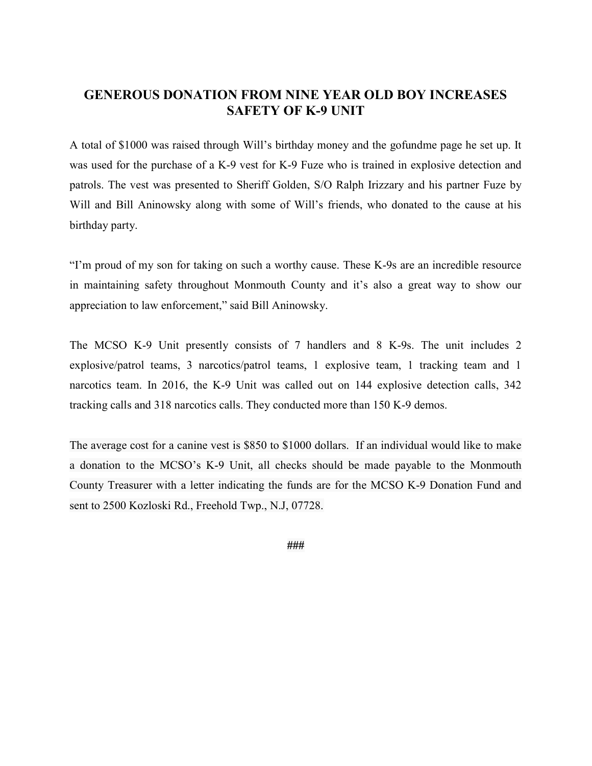# GENEROUS DONATION FROM NINE YEAR OLD BOY INCREASES SAFETY OF K-9 UNIT

A total of $1000 was raised through Will's birthday money and the gofundme page he set up. It was used for the purchase of a K-9 vest for K-9 Fuze who is trained in explosive detection and patrols. The vest was presented to Sheriff Golden, S/O Ralph Irizzary and his partner Fuze by Will and Bill Aninowsky along with some of Will's friends, who donated to the cause at his birthday party.

"I'm proud of my son for taking on such a worthy cause. These K-9s are an incredible resource in maintaining safety throughout Monmouth County and it's also a great way to show our appreciation to law enforcement," said Bill Aninowsky.

The MCSO K-9 Unit presently consists of 7 handlers and 8 K-9s. The unit includes 2 explosive/patrol teams, 3 narcotics/patrol teams, 1 explosive team, 1 tracking team and 1 narcotics team. In 2016, the K-9 Unit was called out on 144 explosive detection calls, 342 tracking calls and 318 narcotics calls. They conducted more than 150 K-9 demos.

The average cost for a canine vest is $850 to $1000 dollars. If an individual would like to make a donation to the MCSO's K-9 Unit, all checks should be made payable to the Monmouth County Treasurer with a letter indicating the funds are for the MCSO K-9 Donation Fund and sent to 2500 Kozloski Rd., Freehold Twp., N.J, 07728.

###